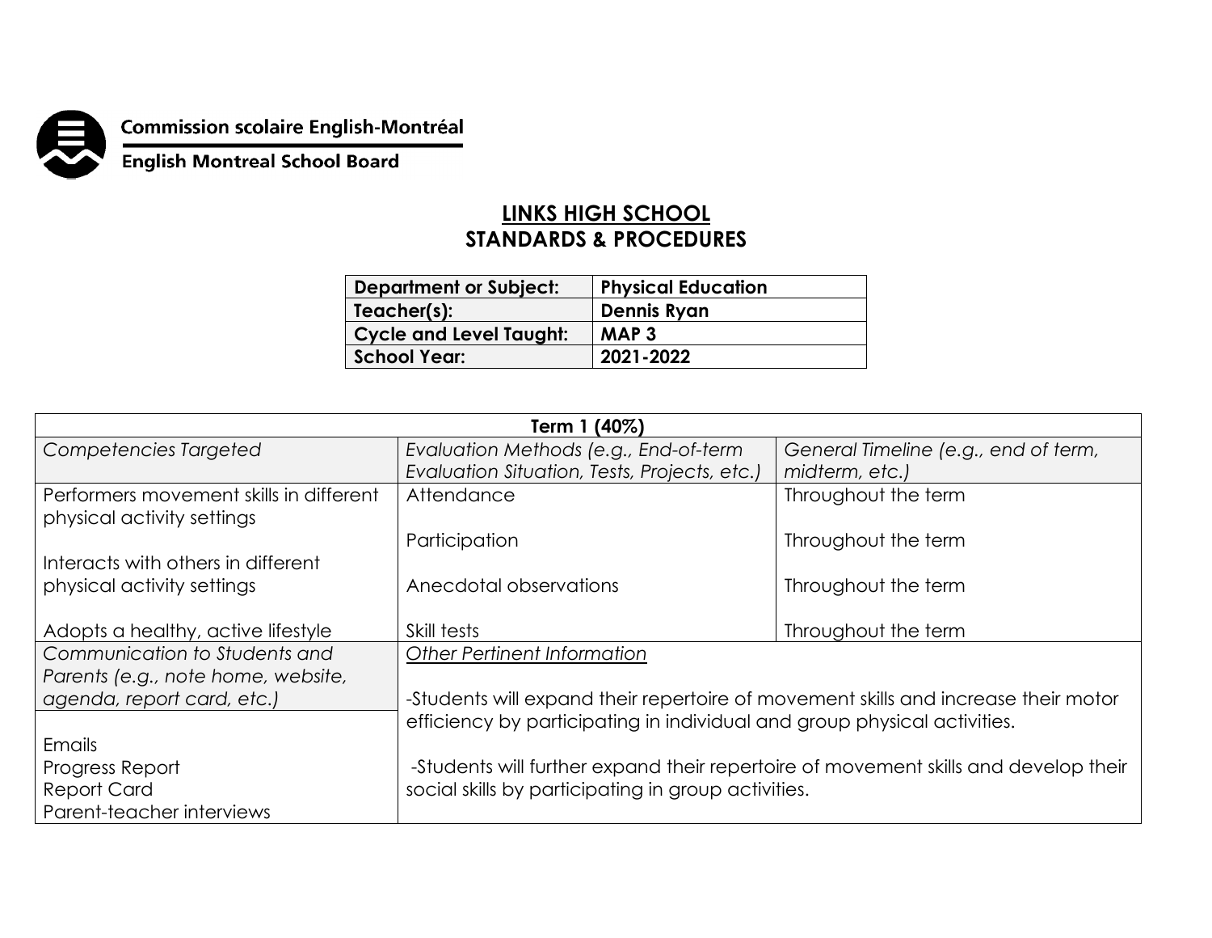Commission scolaire English-Montréal

English Montreal School Board

# LINKS HIGH SCHOOL
# STANDARDS & PROCEDURES

| **Department or Subject:** | **Physical Education** |
|---|---|
| **Teacher(s):** | **Dennis Ryan** |
| **Cycle and Level Taught:** | **MAP 3** |
| **School Year:** | **2021-2022** |

| **Term 1 (40%)** | | |
|---|---|---|
| *Competencies Targeted* | *Evaluation Methods (e.g., End-of-term Evaluation Situation, Tests, Projects, etc.)* | *General Timeline (e.g., end of term, midterm, etc.)* |
| Performers movement skills in different physical activity settings<br><br>Interacts with others in different physical activity settings<br><br>Adopts a healthy, active lifestyle | Attendance<br><br>Participation<br><br>Anecdotal observations<br><br>Skill tests | Throughout the term<br><br>Throughout the term<br><br>Throughout the term<br><br>Throughout the term |
| *Communication to Students and Parents (e.g., note home, website, agenda, report card, etc.)* | *Other Pertinent Information* | |
| Emails<br>Progress Report<br>Report Card<br>Parent-teacher interviews | -Students will expand their repertoire of movement skills and increase their motor efficiency by participating in individual and group physical activities.<br><br>-Students will further expand their repertoire of movement skills and develop their social skills by participating in group activities. | |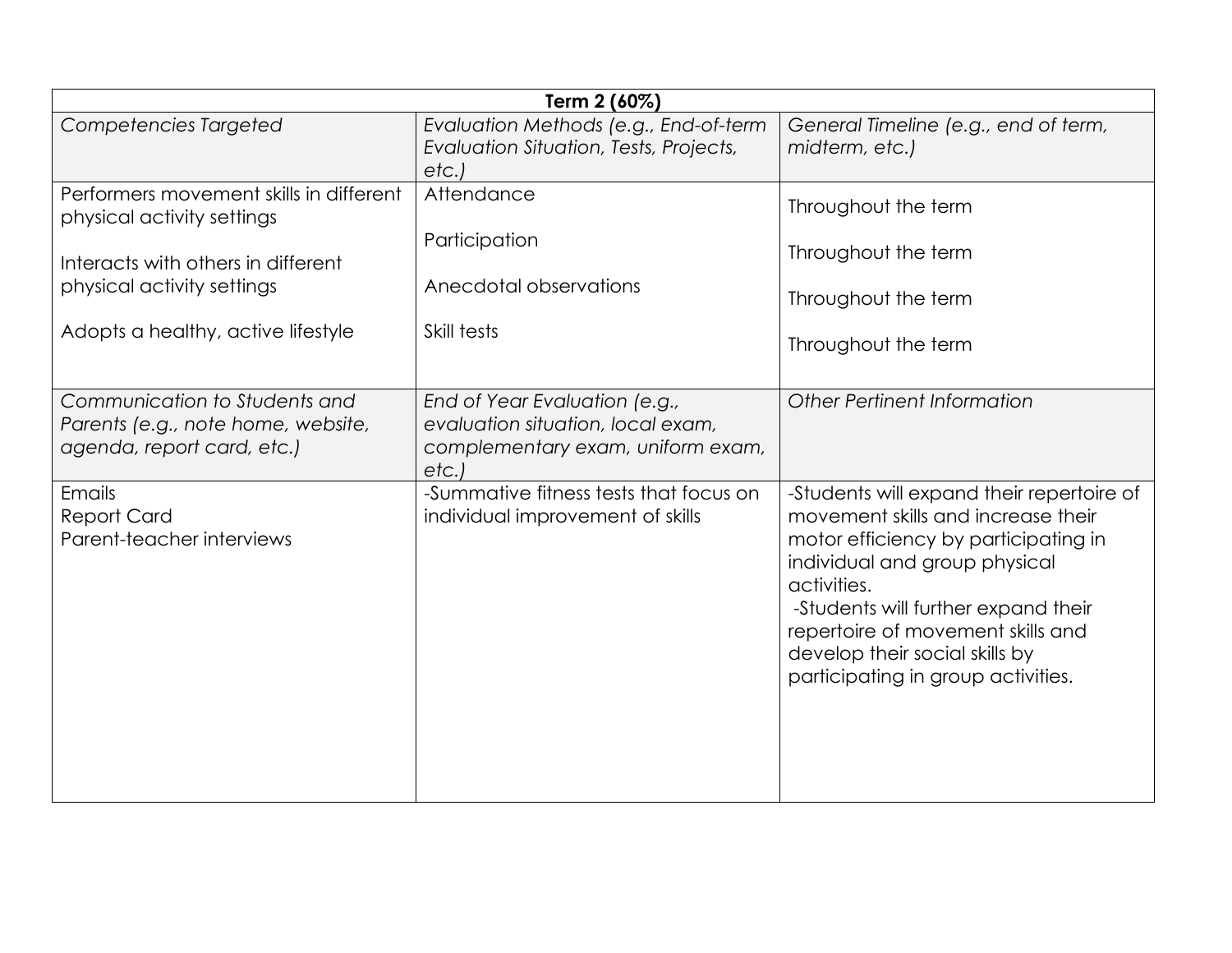| **Term 2 (60%)** | | |
|---|---|---|
| *Competencies Targeted* | *Evaluation Methods (e.g., End-of-term Evaluation Situation, Tests, Projects, etc.)* | *General Timeline (e.g., end of term, midterm, etc.)* |
| Performers movement skills in different physical activity settings<br><br>Interacts with others in different physical activity settings<br><br>Adopts a healthy, active lifestyle | Attendance<br><br>Participation<br><br>Anecdotal observations<br><br>Skill tests | Throughout the term<br><br>Throughout the term<br><br>Throughout the term<br><br>Throughout the term |
| *Communication to Students and Parents (e.g., note home, website, agenda, report card, etc.)* | *End of Year Evaluation (e.g., evaluation situation, local exam, complementary exam, uniform exam, etc.)* | *Other Pertinent Information* |
| Emails<br>Report Card<br>Parent-teacher interviews | -Summative fitness tests that focus on individual improvement of skills | -Students will expand their repertoire of movement skills and increase their motor efficiency by participating in individual and group physical activities.<br>-Students will further expand their repertoire of movement skills and develop their social skills by participating in group activities. |